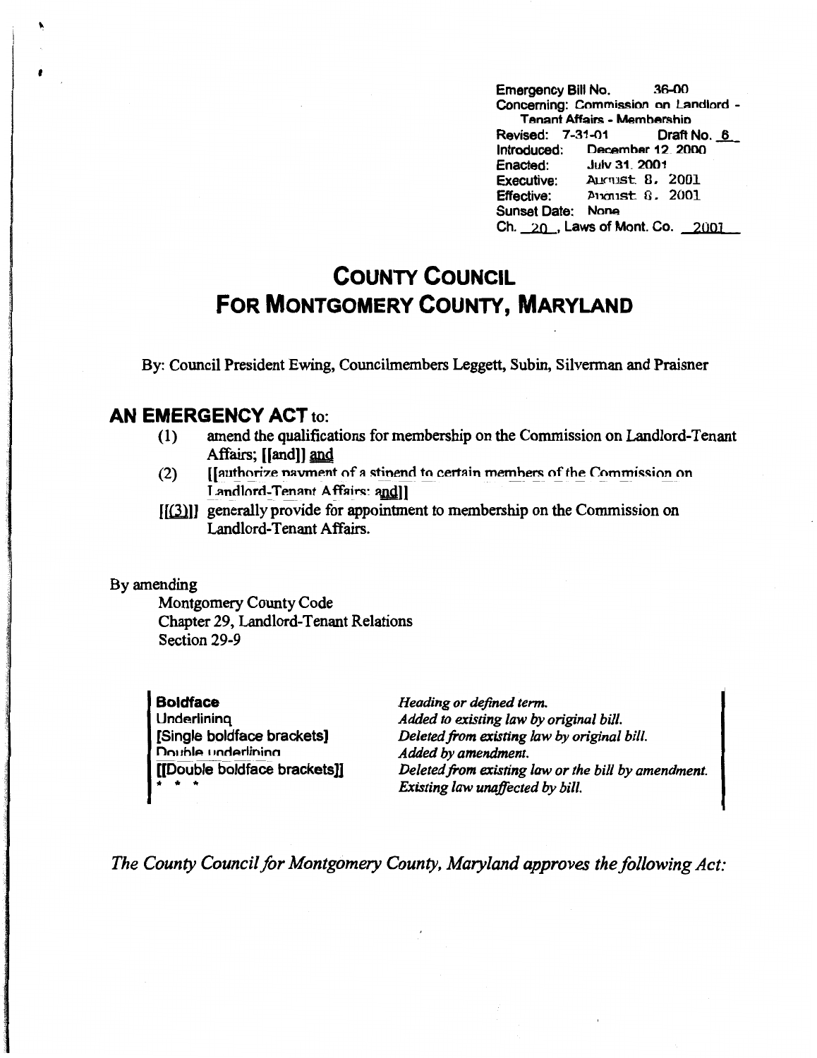Emergency Bill No. 36-00
Concerning: Commission on Landlord - Tenant Affairs - Membership
Revised: 7-31-01 Draft No. 6
Introduced: December 12, 2000
Enacted: July 31, 2001
Executive: August 8, 2001
Effective: August 8, 2001
Sunset Date: None
Ch. 20, Laws of Mont. Co. 2001

# COUNTY COUNCIL FOR MONTGOMERY COUNTY, MARYLAND

By: Council President Ewing, Councilmembers Leggett, Subin, Silverman and Praisner

## AN EMERGENCY ACT to:

(1) amend the qualifications for membership on the Commission on Landlord-Tenant Affairs; [[and]] and
(2) [[authorize payment of a stipend to certain members of the Commission on Landlord-Tenant Affairs; and]]
[[(3)]] generally provide for appointment to membership on the Commission on Landlord-Tenant Affairs.

By amending
Montgomery County Code
Chapter 29, Landlord-Tenant Relations
Section 29-9

| | |
|---|---|
| **Boldface** | *Heading or defined term.* |
| Underlining | *Added to existing law by original bill.* |
| [Single boldface brackets] | *Deleted from existing law by original bill.* |
| Double underlining | *Added by amendment.* |
| [[Double boldface brackets]] | *Deleted from existing law or the bill by amendment.* |
| * * * | *Existing law unaffected by bill.* |

*The County Council for Montgomery County, Maryland approves the following Act:*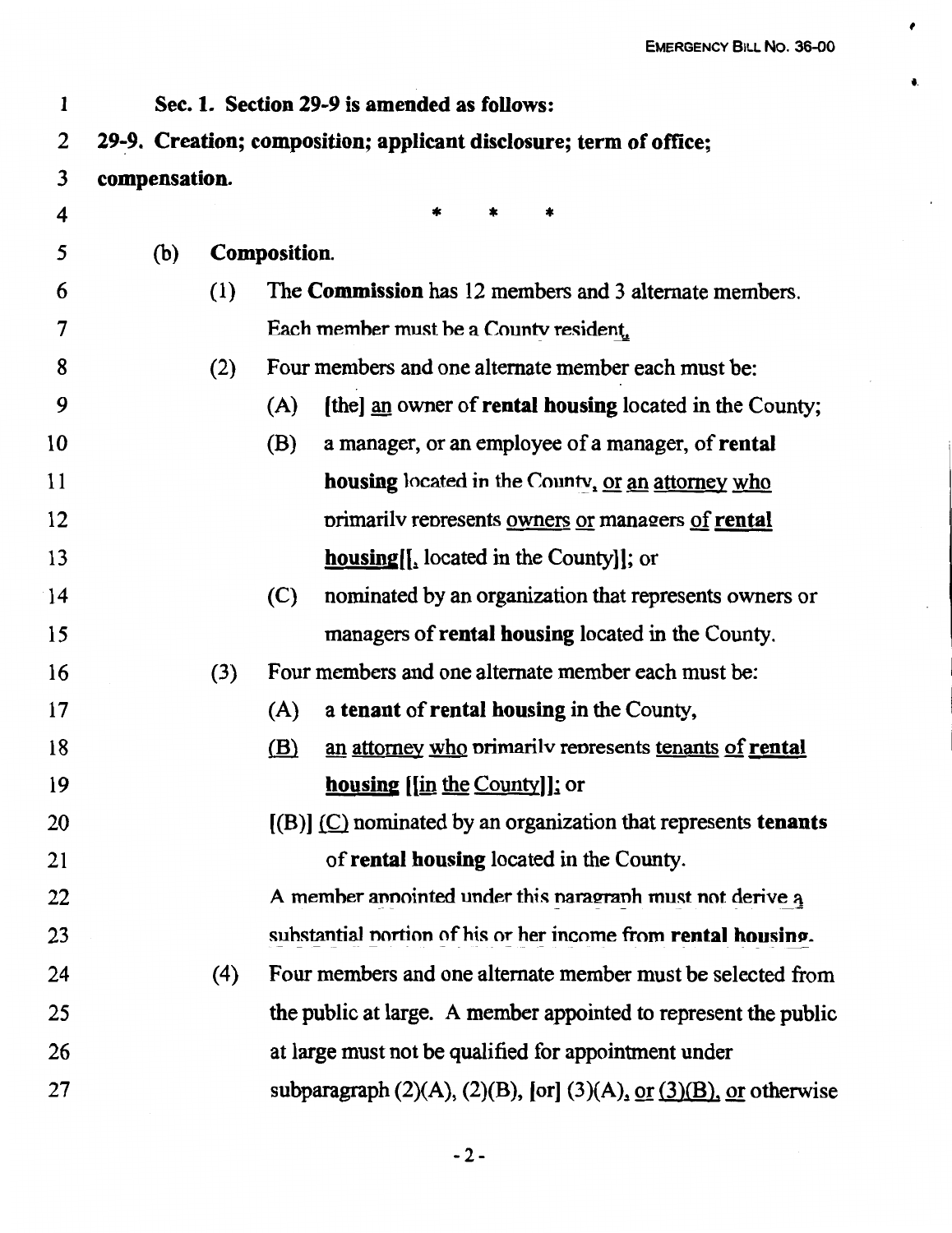**Sec. 1. Section 29-9 is amended as follows:**

**29-9. Creation; composition; applicant disclosure; term of office; compensation.**

\* \* \*

(b) **Composition.**

(1) The **Commission** has 12 members and 3 alternate members. Each member must be a County resident.

(2) Four members and one alternate member each must be:

(A) [the] an owner of **rental housing** located in the County;

(B) a manager, or an employee of a manager, of **rental housing** located in the County, or an attorney who primarily represents owners or managers of **rental housing**[[, located in the County]]; or

(C) nominated by an organization that represents owners or managers of **rental housing** located in the County.

(3) Four members and one alternate member each must be:

(A) a **tenant** of **rental housing** in the County,

(B) an attorney who primarily represents tenants of **rental housing** [[in the County]]; or

[(B)] (C) nominated by an organization that represents **tenants** of **rental housing** located in the County.

A member appointed under this paragraph must not derive a substantial portion of his or her income from **rental housing**.

(4) Four members and one alternate member must be selected from the public at large. A member appointed to represent the public at large must not be qualified for appointment under subparagraph (2)(A), (2)(B), [or] (3)(A), or (3)(B), or otherwise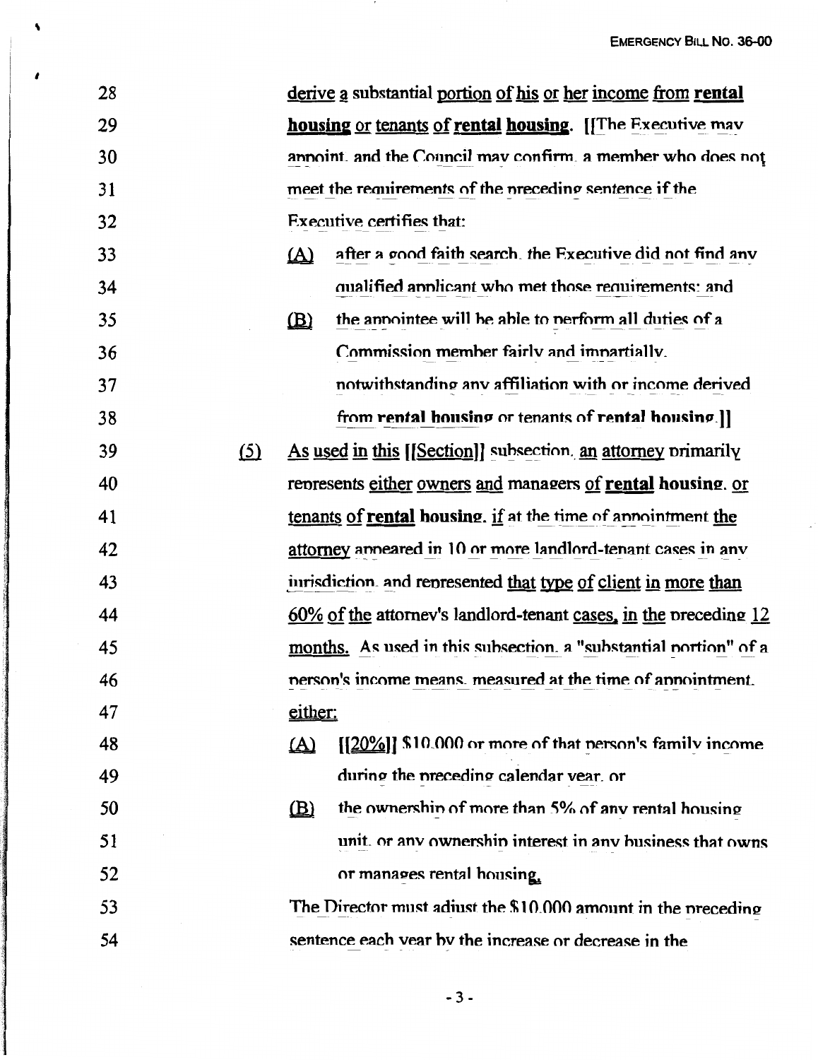derive a substantial portion of his or her income from **rental housing** or tenants of **rental housing**. [[The Executive may appoint, and the Council may confirm, a member who does not meet the requirements of the preceding sentence if the Executive certifies that:

(A) after a good faith search, the Executive did not find any qualified applicant who met those requirements; and

(B) the appointee will be able to perform all duties of a Commission member fairly and impartially, notwithstanding any affiliation with or income derived from **rental housing** or tenants of **rental housing**.]]

(5) As used in this [[Section]] subsection, an attorney primarily represents either owners and managers of **rental housing**, or tenants of **rental housing**, if at the time of appointment the attorney appeared in 10 or more landlord-tenant cases in any jurisdiction, and represented that type of client in more than 60% of the attorney's landlord-tenant cases, in the preceding 12 months. As used in this subsection, a "substantial portion" of a person's income means, measured at the time of appointment, either:

(A) [[20%]] $10,000 or more of that person's family income during the preceding calendar year, or

(B) the ownership of more than 5% of any rental housing unit, or any ownership interest in any business that owns or manages rental housing.

The Director must adjust the $10,000 amount in the preceding sentence each year by the increase or decrease in the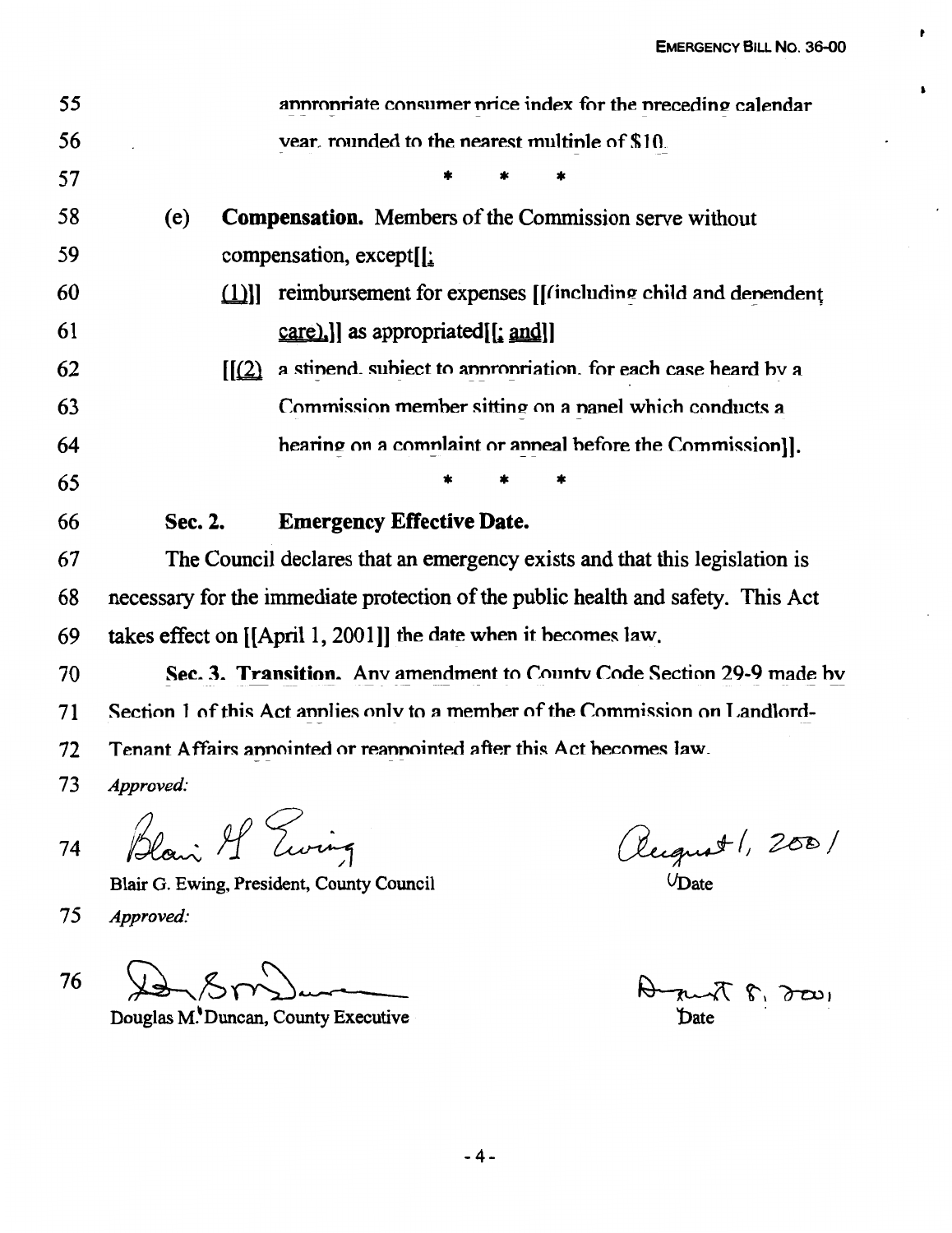55 appropriate consumer price index for the preceding calendar

56 year, rounded to the nearest multiple of $10.

57 \* \* \*

58 (e) **Compensation.** Members of the Commission serve without

59 compensation, except[[:

60 (1)]] reimbursement for expenses [[(including child and dependent

61 care),]] as appropriated[[; and]]

62 [[(2) a stipend, subject to appropriation, for each case heard by a

63 Commission member sitting on a panel which conducts a

64 hearing on a complaint or appeal before the Commission]].

65 \* \* \*

66 **Sec. 2. Emergency Effective Date.**

67 The Council declares that an emergency exists and that this legislation is

68 necessary for the immediate protection of the public health and safety. This Act

69 takes effect on [[April 1, 2001]] the date when it becomes law.

70 **Sec. 3. Transition.** Any amendment to County Code Section 29-9 made by

71 Section 1 of this Act applies only to a member of the Commission on Landlord-

72 Tenant Affairs appointed or reappointed after this Act becomes law.

73 *Approved:*

74 Blair G. Ewing, President, County Council — August 1, 2001 — Date

75 *Approved:*

76 Douglas M. Duncan, County Executive — August 8, 2001 — Date